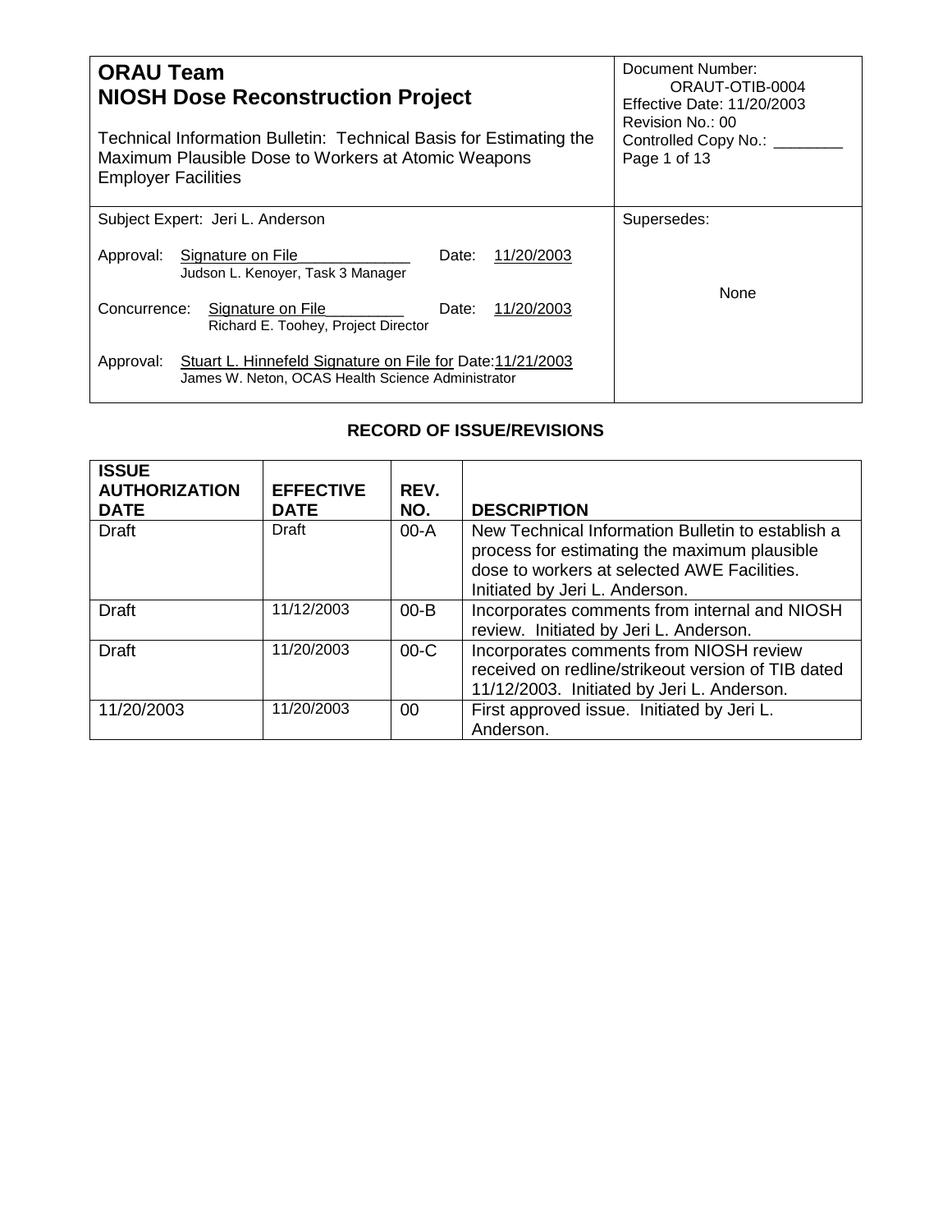| **ORAU Team**<br>**NIOSH Dose Reconstruction Project**<br><br>Technical Information Bulletin: Technical Basis for Estimating the Maximum Plausible Dose to Workers at Atomic Weapons Employer Facilities | Document Number: ORAUT-OTIB-0004<br>Effective Date: 11/20/2003<br>Revision No.: 00<br>Controlled Copy No.: ________<br>Page 1 of 13 |
|---|---|
| Subject Expert: Jeri L. Anderson<br><br>Approval: Signature on File Date: 11/20/2003<br>Judson L. Kenoyer, Task 3 Manager<br><br>Concurrence: Signature on File Date: 11/20/2003<br>Richard E. Toohey, Project Director<br><br>Approval: Stuart L. Hinnefeld Signature on File for Date: 11/21/2003<br>James W. Neton, OCAS Health Science Administrator | Supersedes:<br><br>None |

## RECORD OF ISSUE/REVISIONS

| ISSUE AUTHORIZATION DATE | EFFECTIVE DATE | REV. NO. | DESCRIPTION |
|---|---|---|---|
| Draft | Draft | 00-A | New Technical Information Bulletin to establish a process for estimating the maximum plausible dose to workers at selected AWE Facilities. Initiated by Jeri L. Anderson. |
| Draft | 11/12/2003 | 00-B | Incorporates comments from internal and NIOSH review. Initiated by Jeri L. Anderson. |
| Draft | 11/20/2003 | 00-C | Incorporates comments from NIOSH review received on redline/strikeout version of TIB dated 11/12/2003. Initiated by Jeri L. Anderson. |
| 11/20/2003 | 11/20/2003 | 00 | First approved issue. Initiated by Jeri L. Anderson. |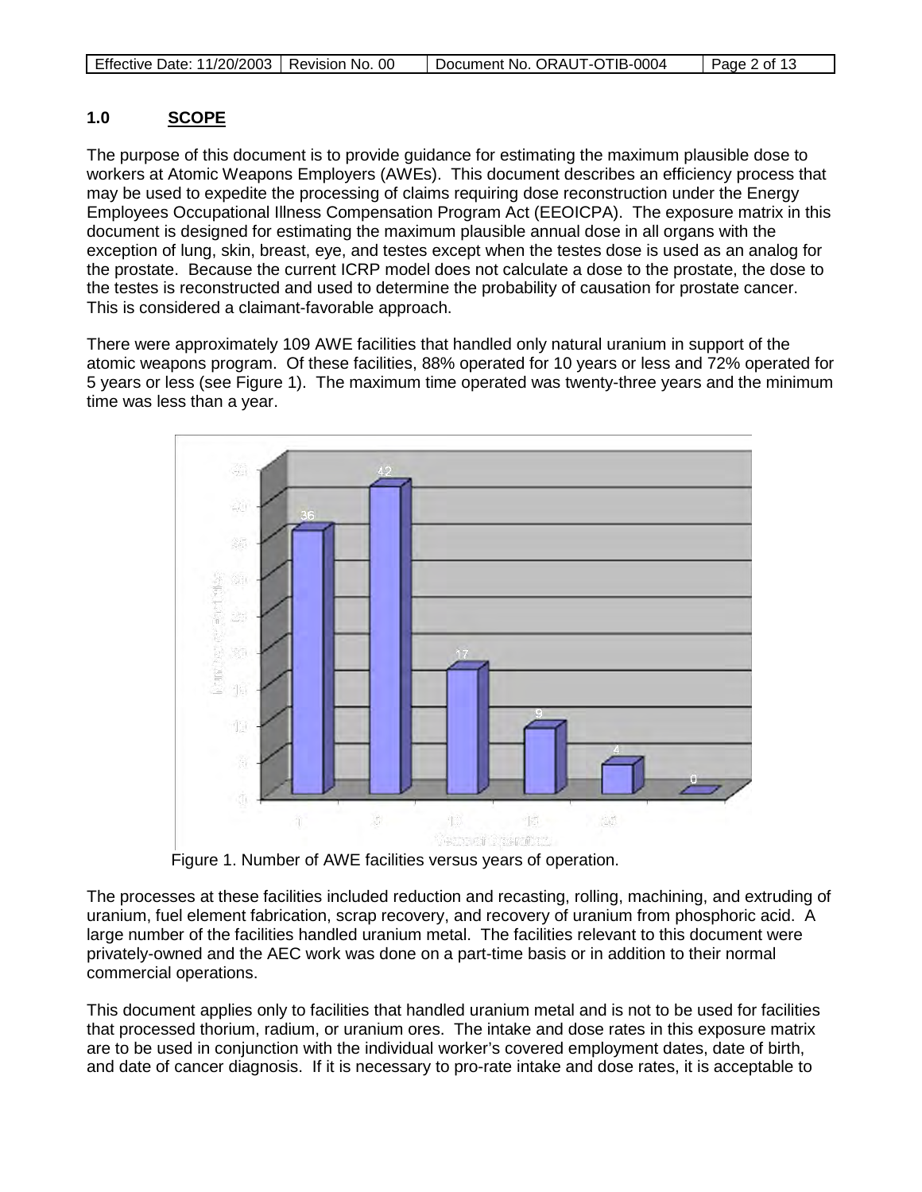## 1.0 SCOPE

The purpose of this document is to provide guidance for estimating the maximum plausible dose to workers at Atomic Weapons Employers (AWEs). This document describes an efficiency process that may be used to expedite the processing of claims requiring dose reconstruction under the Energy Employees Occupational Illness Compensation Program Act (EEOICPA). The exposure matrix in this document is designed for estimating the maximum plausible annual dose in all organs with the exception of lung, skin, breast, eye, and testes except when the testes dose is used as an analog for the prostate. Because the current ICRP model does not calculate a dose to the prostate, the dose to the testes is reconstructed and used to determine the probability of causation for prostate cancer. This is considered a claimant-favorable approach.

There were approximately 109 AWE facilities that handled only natural uranium in support of the atomic weapons program. Of these facilities, 88% operated for 10 years or less and 72% operated for 5 years or less (see Figure 1). The maximum time operated was twenty-three years and the minimum time was less than a year.

Figure 1. Number of AWE facilities versus years of operation.

The processes at these facilities included reduction and recasting, rolling, machining, and extruding of uranium, fuel element fabrication, scrap recovery, and recovery of uranium from phosphoric acid. A large number of the facilities handled uranium metal. The facilities relevant to this document were privately-owned and the AEC work was done on a part-time basis or in addition to their normal commercial operations.

This document applies only to facilities that handled uranium metal and is not to be used for facilities that processed thorium, radium, or uranium ores. The intake and dose rates in this exposure matrix are to be used in conjunction with the individual worker's covered employment dates, date of birth, and date of cancer diagnosis. If it is necessary to pro-rate intake and dose rates, it is acceptable to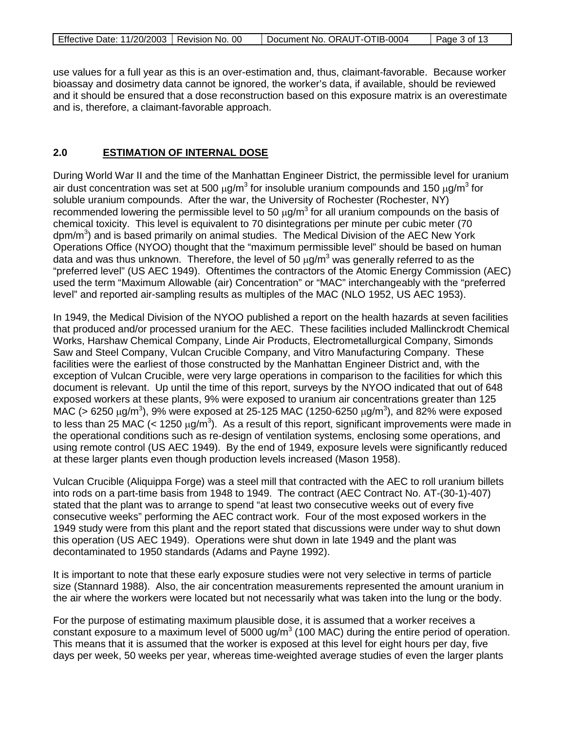use values for a full year as this is an over-estimation and, thus, claimant-favorable. Because worker bioassay and dosimetry data cannot be ignored, the worker's data, if available, should be reviewed and it should be ensured that a dose reconstruction based on this exposure matrix is an overestimate and is, therefore, a claimant-favorable approach.

## 2.0 ESTIMATION OF INTERNAL DOSE

During World War II and the time of the Manhattan Engineer District, the permissible level for uranium air dust concentration was set at 500 $\mu g/m^3$ for insoluble uranium compounds and 150 $\mu g/m^3$ for soluble uranium compounds. After the war, the University of Rochester (Rochester, NY) recommended lowering the permissible level to 50 $\mu g/m^3$ for all uranium compounds on the basis of chemical toxicity. This level is equivalent to 70 disintegrations per minute per cubic meter (70 $dpm/m^3$) and is based primarily on animal studies. The Medical Division of the AEC New York Operations Office (NYOO) thought that the "maximum permissible level" should be based on human data and was thus unknown. Therefore, the level of 50 $\mu g/m^3$ was generally referred to as the "preferred level" (US AEC 1949). Oftentimes the contractors of the Atomic Energy Commission (AEC) used the term "Maximum Allowable (air) Concentration" or "MAC" interchangeably with the "preferred level" and reported air-sampling results as multiples of the MAC (NLO 1952, US AEC 1953).

In 1949, the Medical Division of the NYOO published a report on the health hazards at seven facilities that produced and/or processed uranium for the AEC. These facilities included Mallinckrodt Chemical Works, Harshaw Chemical Company, Linde Air Products, Electrometallurgical Company, Simonds Saw and Steel Company, Vulcan Crucible Company, and Vitro Manufacturing Company. These facilities were the earliest of those constructed by the Manhattan Engineer District and, with the exception of Vulcan Crucible, were very large operations in comparison to the facilities for which this document is relevant. Up until the time of this report, surveys by the NYOO indicated that out of 648 exposed workers at these plants, 9% were exposed to uranium air concentrations greater than 125 MAC (> 6250 $\mu g/m^3$), 9% were exposed at 25-125 MAC (1250-6250 $\mu g/m^3$), and 82% were exposed to less than 25 MAC (< 1250 $\mu g/m^3$). As a result of this report, significant improvements were made in the operational conditions such as re-design of ventilation systems, enclosing some operations, and using remote control (US AEC 1949). By the end of 1949, exposure levels were significantly reduced at these larger plants even though production levels increased (Mason 1958).

Vulcan Crucible (Aliquippa Forge) was a steel mill that contracted with the AEC to roll uranium billets into rods on a part-time basis from 1948 to 1949. The contract (AEC Contract No. AT-(30-1)-407) stated that the plant was to arrange to spend "at least two consecutive weeks out of every five consecutive weeks" performing the AEC contract work. Four of the most exposed workers in the 1949 study were from this plant and the report stated that discussions were under way to shut down this operation (US AEC 1949). Operations were shut down in late 1949 and the plant was decontaminated to 1950 standards (Adams and Payne 1992).

It is important to note that these early exposure studies were not very selective in terms of particle size (Stannard 1988). Also, the air concentration measurements represented the amount uranium in the air where the workers were located but not necessarily what was taken into the lung or the body.

For the purpose of estimating maximum plausible dose, it is assumed that a worker receives a constant exposure to a maximum level of 5000 $ug/m^3$ (100 MAC) during the entire period of operation. This means that it is assumed that the worker is exposed at this level for eight hours per day, five days per week, 50 weeks per year, whereas time-weighted average studies of even the larger plants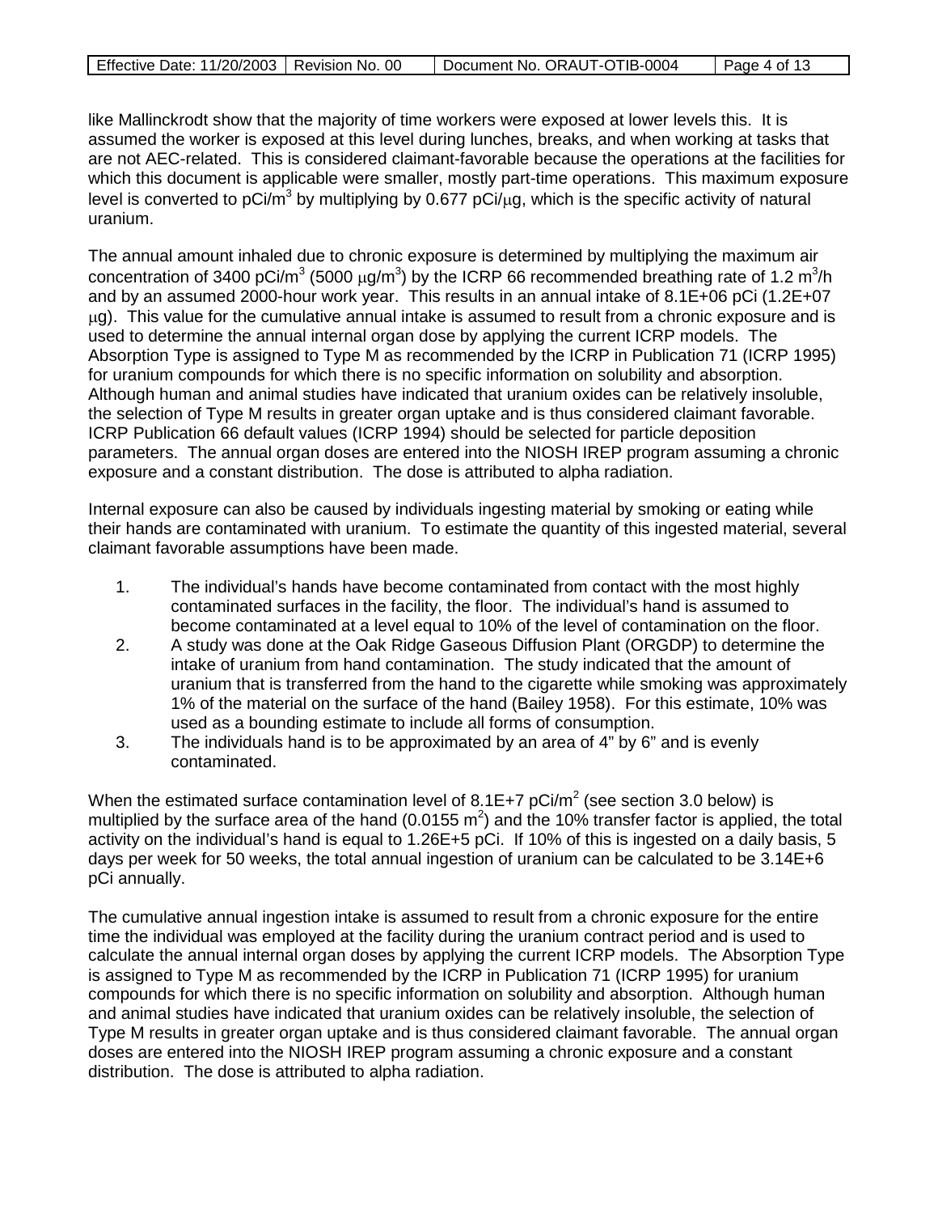like Mallinckrodt show that the majority of time workers were exposed at lower levels this. It is assumed the worker is exposed at this level during lunches, breaks, and when working at tasks that are not AEC-related. This is considered claimant-favorable because the operations at the facilities for which this document is applicable were smaller, mostly part-time operations. This maximum exposure level is converted to pCi/m$^3$ by multiplying by 0.677 pCi/$\mu$g, which is the specific activity of natural uranium.

The annual amount inhaled due to chronic exposure is determined by multiplying the maximum air concentration of 3400 pCi/m$^3$ (5000 $\mu$g/m$^3$) by the ICRP 66 recommended breathing rate of 1.2 m$^3$/h and by an assumed 2000-hour work year. This results in an annual intake of 8.1E+06 pCi (1.2E+07 $\mu$g). This value for the cumulative annual intake is assumed to result from a chronic exposure and is used to determine the annual internal organ dose by applying the current ICRP models. The Absorption Type is assigned to Type M as recommended by the ICRP in Publication 71 (ICRP 1995) for uranium compounds for which there is no specific information on solubility and absorption. Although human and animal studies have indicated that uranium oxides can be relatively insoluble, the selection of Type M results in greater organ uptake and is thus considered claimant favorable. ICRP Publication 66 default values (ICRP 1994) should be selected for particle deposition parameters. The annual organ doses are entered into the NIOSH IREP program assuming a chronic exposure and a constant distribution. The dose is attributed to alpha radiation.

Internal exposure can also be caused by individuals ingesting material by smoking or eating while their hands are contaminated with uranium. To estimate the quantity of this ingested material, several claimant favorable assumptions have been made.

1. The individual's hands have become contaminated from contact with the most highly contaminated surfaces in the facility, the floor. The individual's hand is assumed to become contaminated at a level equal to 10% of the level of contamination on the floor.
2. A study was done at the Oak Ridge Gaseous Diffusion Plant (ORGDP) to determine the intake of uranium from hand contamination. The study indicated that the amount of uranium that is transferred from the hand to the cigarette while smoking was approximately 1% of the material on the surface of the hand (Bailey 1958). For this estimate, 10% was used as a bounding estimate to include all forms of consumption.
3. The individuals hand is to be approximated by an area of 4" by 6" and is evenly contaminated.

When the estimated surface contamination level of 8.1E+7 pCi/m$^2$ (see section 3.0 below) is multiplied by the surface area of the hand (0.0155 m$^2$) and the 10% transfer factor is applied, the total activity on the individual's hand is equal to 1.26E+5 pCi. If 10% of this is ingested on a daily basis, 5 days per week for 50 weeks, the total annual ingestion of uranium can be calculated to be 3.14E+6 pCi annually.

The cumulative annual ingestion intake is assumed to result from a chronic exposure for the entire time the individual was employed at the facility during the uranium contract period and is used to calculate the annual internal organ doses by applying the current ICRP models. The Absorption Type is assigned to Type M as recommended by the ICRP in Publication 71 (ICRP 1995) for uranium compounds for which there is no specific information on solubility and absorption. Although human and animal studies have indicated that uranium oxides can be relatively insoluble, the selection of Type M results in greater organ uptake and is thus considered claimant favorable. The annual organ doses are entered into the NIOSH IREP program assuming a chronic exposure and a constant distribution. The dose is attributed to alpha radiation.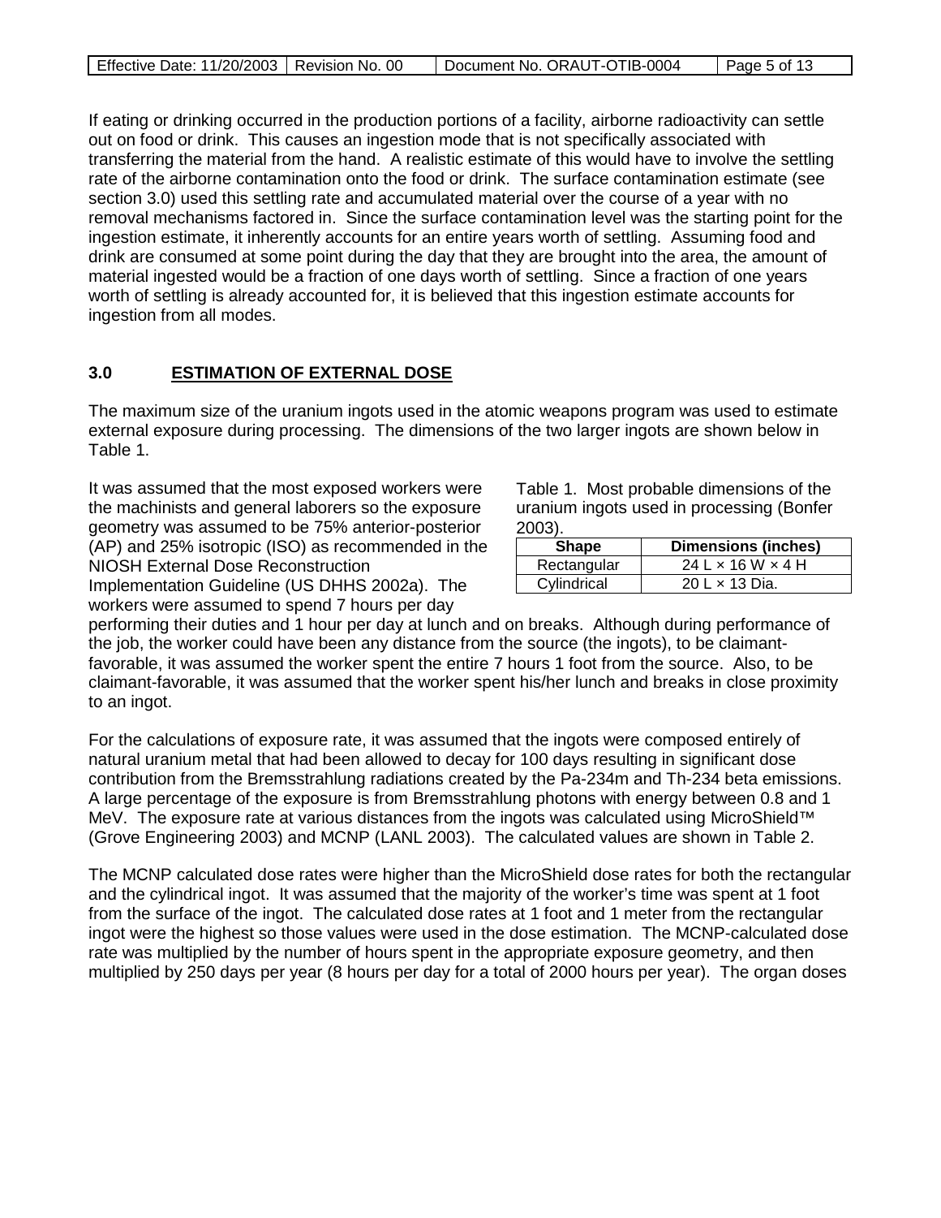If eating or drinking occurred in the production portions of a facility, airborne radioactivity can settle out on food or drink. This causes an ingestion mode that is not specifically associated with transferring the material from the hand. A realistic estimate of this would have to involve the settling rate of the airborne contamination onto the food or drink. The surface contamination estimate (see section 3.0) used this settling rate and accumulated material over the course of a year with no removal mechanisms factored in. Since the surface contamination level was the starting point for the ingestion estimate, it inherently accounts for an entire years worth of settling. Assuming food and drink are consumed at some point during the day that they are brought into the area, the amount of material ingested would be a fraction of one days worth of settling. Since a fraction of one years worth of settling is already accounted for, it is believed that this ingestion estimate accounts for ingestion from all modes.

## 3.0 ESTIMATION OF EXTERNAL DOSE

The maximum size of the uranium ingots used in the atomic weapons program was used to estimate external exposure during processing. The dimensions of the two larger ingots are shown below in Table 1.

Table 1. Most probable dimensions of the uranium ingots used in processing (Bonfer 2003).

| Shape | Dimensions (inches) |
|---|---|
| Rectangular | 24 L × 16 W × 4 H |
| Cylindrical | 20 L × 13 Dia. |

It was assumed that the most exposed workers were the machinists and general laborers so the exposure geometry was assumed to be 75% anterior-posterior (AP) and 25% isotropic (ISO) as recommended in the NIOSH External Dose Reconstruction Implementation Guideline (US DHHS 2002a). The workers were assumed to spend 7 hours per day performing their duties and 1 hour per day at lunch and on breaks. Although during performance of the job, the worker could have been any distance from the source (the ingots), to be claimant-favorable, it was assumed the worker spent the entire 7 hours 1 foot from the source. Also, to be claimant-favorable, it was assumed that the worker spent his/her lunch and breaks in close proximity to an ingot.

For the calculations of exposure rate, it was assumed that the ingots were composed entirely of natural uranium metal that had been allowed to decay for 100 days resulting in significant dose contribution from the Bremsstrahlung radiations created by the Pa-234m and Th-234 beta emissions. A large percentage of the exposure is from Bremsstrahlung photons with energy between 0.8 and 1 MeV. The exposure rate at various distances from the ingots was calculated using MicroShield™ (Grove Engineering 2003) and MCNP (LANL 2003). The calculated values are shown in Table 2.

The MCNP calculated dose rates were higher than the MicroShield dose rates for both the rectangular and the cylindrical ingot. It was assumed that the majority of the worker's time was spent at 1 foot from the surface of the ingot. The calculated dose rates at 1 foot and 1 meter from the rectangular ingot were the highest so those values were used in the dose estimation. The MCNP-calculated dose rate was multiplied by the number of hours spent in the appropriate exposure geometry, and then multiplied by 250 days per year (8 hours per day for a total of 2000 hours per year). The organ doses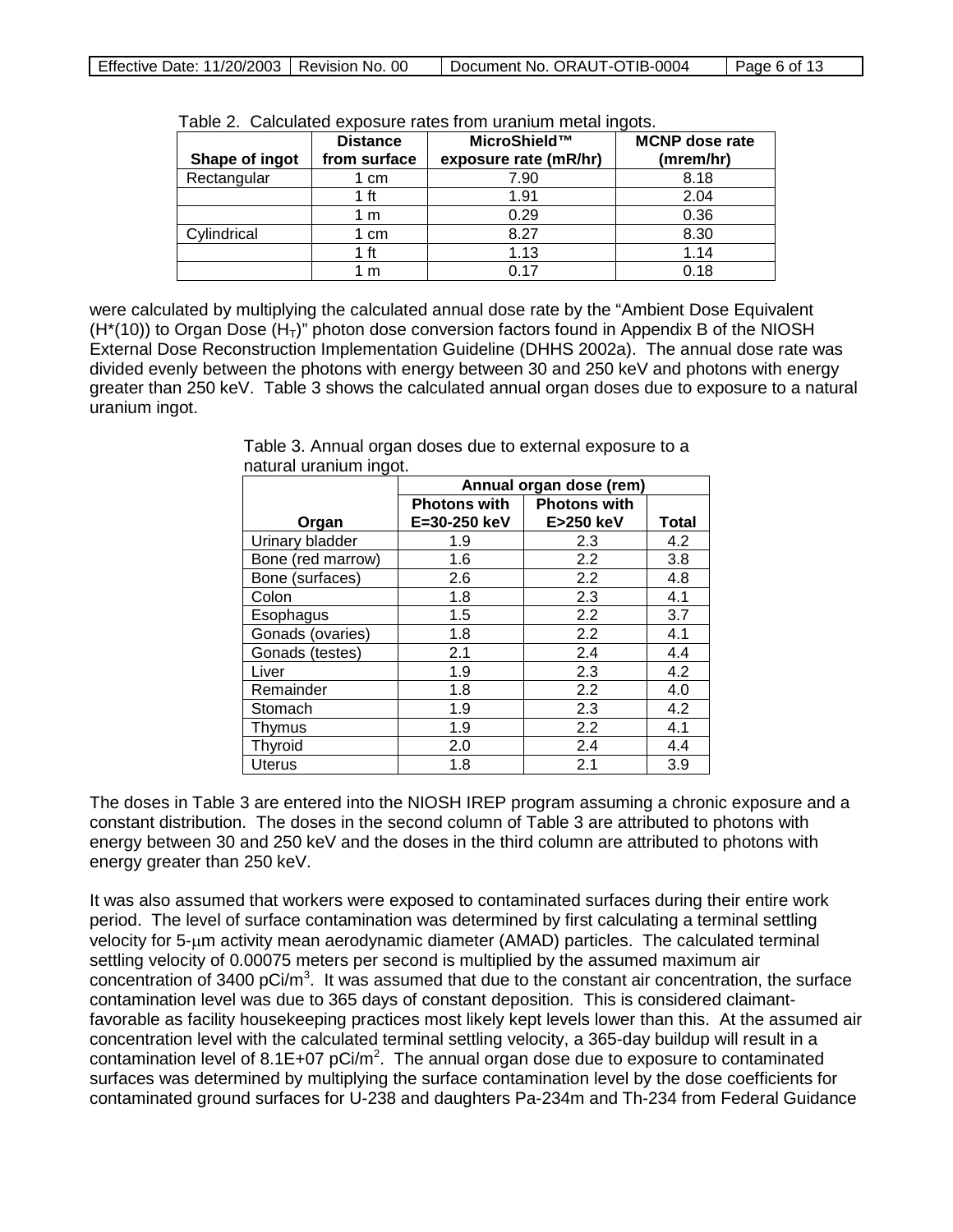Table 2. Calculated exposure rates from uranium metal ingots.

| Shape of ingot | Distance from surface | MicroShield™ exposure rate (mR/hr) | MCNP dose rate (mrem/hr) |
|---|---|---|---|
| Rectangular | 1 cm | 7.90 | 8.18 |
| | 1 ft | 1.91 | 2.04 |
| | 1 m | 0.29 | 0.36 |
| Cylindrical | 1 cm | 8.27 | 8.30 |
| | 1 ft | 1.13 | 1.14 |
| | 1 m | 0.17 | 0.18 |

were calculated by multiplying the calculated annual dose rate by the "Ambient Dose Equivalent ($H^*(10)$) to Organ Dose ($H_T$)" photon dose conversion factors found in Appendix B of the NIOSH External Dose Reconstruction Implementation Guideline (DHHS 2002a). The annual dose rate was divided evenly between the photons with energy between 30 and 250 keV and photons with energy greater than 250 keV. Table 3 shows the calculated annual organ doses due to exposure to a natural uranium ingot.

Table 3. Annual organ doses due to external exposure to a natural uranium ingot.

| | Annual organ dose (rem) | | |
|---|---|---|---|
| Organ | Photons with E=30-250 keV | Photons with E>250 keV | Total |
| Urinary bladder | 1.9 | 2.3 | 4.2 |
| Bone (red marrow) | 1.6 | 2.2 | 3.8 |
| Bone (surfaces) | 2.6 | 2.2 | 4.8 |
| Colon | 1.8 | 2.3 | 4.1 |
| Esophagus | 1.5 | 2.2 | 3.7 |
| Gonads (ovaries) | 1.8 | 2.2 | 4.1 |
| Gonads (testes) | 2.1 | 2.4 | 4.4 |
| Liver | 1.9 | 2.3 | 4.2 |
| Remainder | 1.8 | 2.2 | 4.0 |
| Stomach | 1.9 | 2.3 | 4.2 |
| Thymus | 1.9 | 2.2 | 4.1 |
| Thyroid | 2.0 | 2.4 | 4.4 |
| Uterus | 1.8 | 2.1 | 3.9 |

The doses in Table 3 are entered into the NIOSH IREP program assuming a chronic exposure and a constant distribution. The doses in the second column of Table 3 are attributed to photons with energy between 30 and 250 keV and the doses in the third column are attributed to photons with energy greater than 250 keV.

It was also assumed that workers were exposed to contaminated surfaces during their entire work period. The level of surface contamination was determined by first calculating a terminal settling velocity for 5-μm activity mean aerodynamic diameter (AMAD) particles. The calculated terminal settling velocity of 0.00075 meters per second is multiplied by the assumed maximum air concentration of 3400 pCi/m$^3$. It was assumed that due to the constant air concentration, the surface contamination level was due to 365 days of constant deposition. This is considered claimant-favorable as facility housekeeping practices most likely kept levels lower than this. At the assumed air concentration level with the calculated terminal settling velocity, a 365-day buildup will result in a contamination level of 8.1E+07 pCi/m$^2$. The annual organ dose due to exposure to contaminated surfaces was determined by multiplying the surface contamination level by the dose coefficients for contaminated ground surfaces for U-238 and daughters Pa-234m and Th-234 from Federal Guidance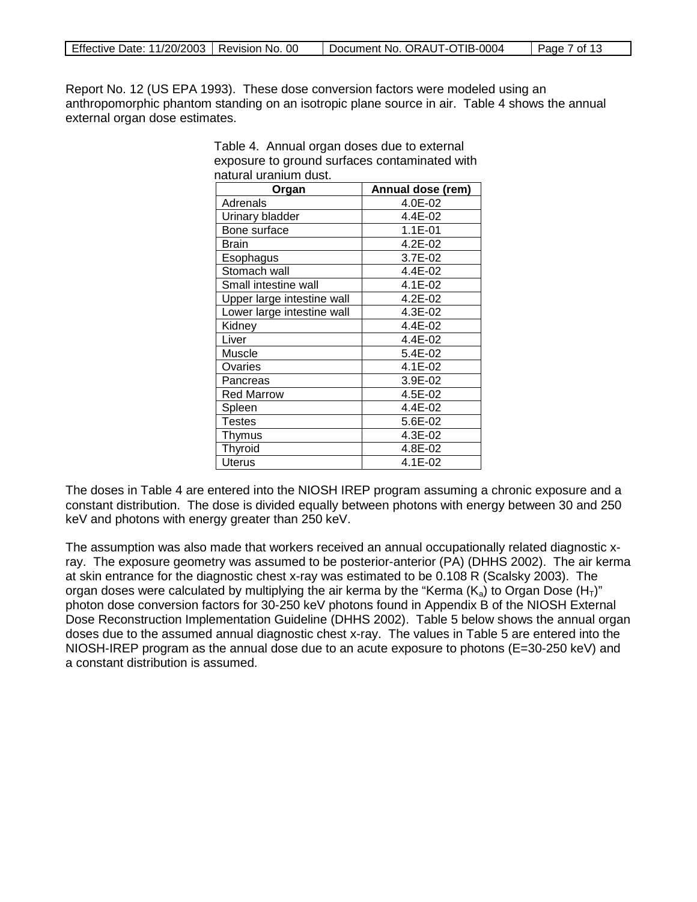Report No. 12 (US EPA 1993). These dose conversion factors were modeled using an anthropomorphic phantom standing on an isotropic plane source in air. Table 4 shows the annual external organ dose estimates.

Table 4. Annual organ doses due to external exposure to ground surfaces contaminated with natural uranium dust.

| Organ | Annual dose (rem) |
|---|---|
| Adrenals | 4.0E-02 |
| Urinary bladder | 4.4E-02 |
| Bone surface | 1.1E-01 |
| Brain | 4.2E-02 |
| Esophagus | 3.7E-02 |
| Stomach wall | 4.4E-02 |
| Small intestine wall | 4.1E-02 |
| Upper large intestine wall | 4.2E-02 |
| Lower large intestine wall | 4.3E-02 |
| Kidney | 4.4E-02 |
| Liver | 4.4E-02 |
| Muscle | 5.4E-02 |
| Ovaries | 4.1E-02 |
| Pancreas | 3.9E-02 |
| Red Marrow | 4.5E-02 |
| Spleen | 4.4E-02 |
| Testes | 5.6E-02 |
| Thymus | 4.3E-02 |
| Thyroid | 4.8E-02 |
| Uterus | 4.1E-02 |

The doses in Table 4 are entered into the NIOSH IREP program assuming a chronic exposure and a constant distribution. The dose is divided equally between photons with energy between 30 and 250 keV and photons with energy greater than 250 keV.

The assumption was also made that workers received an annual occupationally related diagnostic x-ray. The exposure geometry was assumed to be posterior-anterior (PA) (DHHS 2002). The air kerma at skin entrance for the diagnostic chest x-ray was estimated to be 0.108 R (Scalsky 2003). The organ doses were calculated by multiplying the air kerma by the "Kerma ($K_a$) to Organ Dose ($H_T$)" photon dose conversion factors for 30-250 keV photons found in Appendix B of the NIOSH External Dose Reconstruction Implementation Guideline (DHHS 2002). Table 5 below shows the annual organ doses due to the assumed annual diagnostic chest x-ray. The values in Table 5 are entered into the NIOSH-IREP program as the annual dose due to an acute exposure to photons (E=30-250 keV) and a constant distribution is assumed.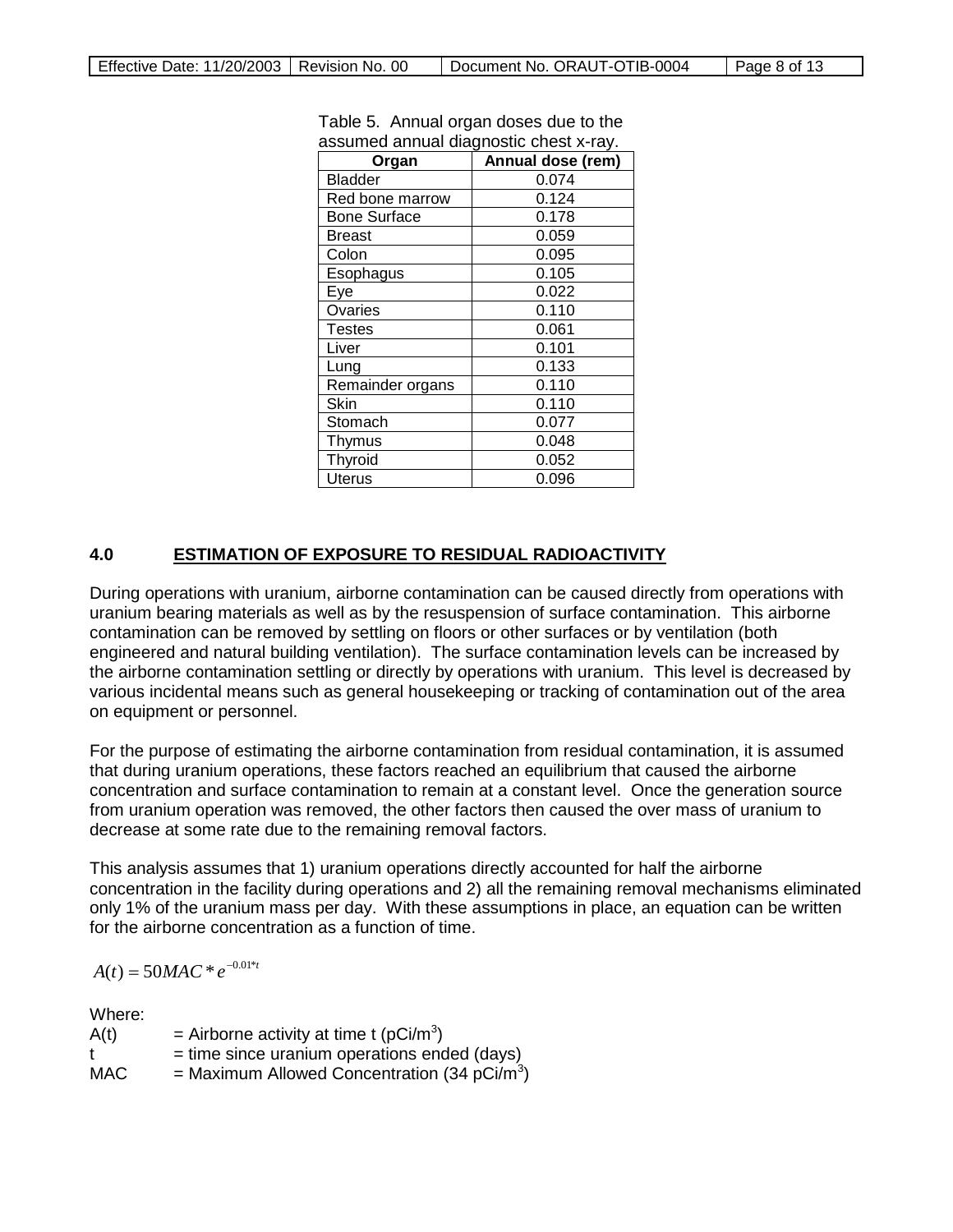Table 5. Annual organ doses due to the assumed annual diagnostic chest x-ray.

| Organ | Annual dose (rem) |
|---|---|
| Bladder | 0.074 |
| Red bone marrow | 0.124 |
| Bone Surface | 0.178 |
| Breast | 0.059 |
| Colon | 0.095 |
| Esophagus | 0.105 |
| Eye | 0.022 |
| Ovaries | 0.110 |
| Testes | 0.061 |
| Liver | 0.101 |
| Lung | 0.133 |
| Remainder organs | 0.110 |
| Skin | 0.110 |
| Stomach | 0.077 |
| Thymus | 0.048 |
| Thyroid | 0.052 |
| Uterus | 0.096 |

## 4.0 ESTIMATION OF EXPOSURE TO RESIDUAL RADIOACTIVITY

During operations with uranium, airborne contamination can be caused directly from operations with uranium bearing materials as well as by the resuspension of surface contamination. This airborne contamination can be removed by settling on floors or other surfaces or by ventilation (both engineered and natural building ventilation). The surface contamination levels can be increased by the airborne contamination settling or directly by operations with uranium. This level is decreased by various incidental means such as general housekeeping or tracking of contamination out of the area on equipment or personnel.

For the purpose of estimating the airborne contamination from residual contamination, it is assumed that during uranium operations, these factors reached an equilibrium that caused the airborne concentration and surface contamination to remain at a constant level. Once the generation source from uranium operation was removed, the other factors then caused the over mass of uranium to decrease at some rate due to the remaining removal factors.

This analysis assumes that 1) uranium operations directly accounted for half the airborne concentration in the facility during operations and 2) all the remaining removal mechanisms eliminated only 1% of the uranium mass per day. With these assumptions in place, an equation can be written for the airborne concentration as a function of time.

$$A(t) = 50MAC * e^{-0.01*t}$$

Where:

A(t) = Airborne activity at time t (pCi/m$^3$)

t = time since uranium operations ended (days)

MAC = Maximum Allowed Concentration (34 pCi/m$^3$)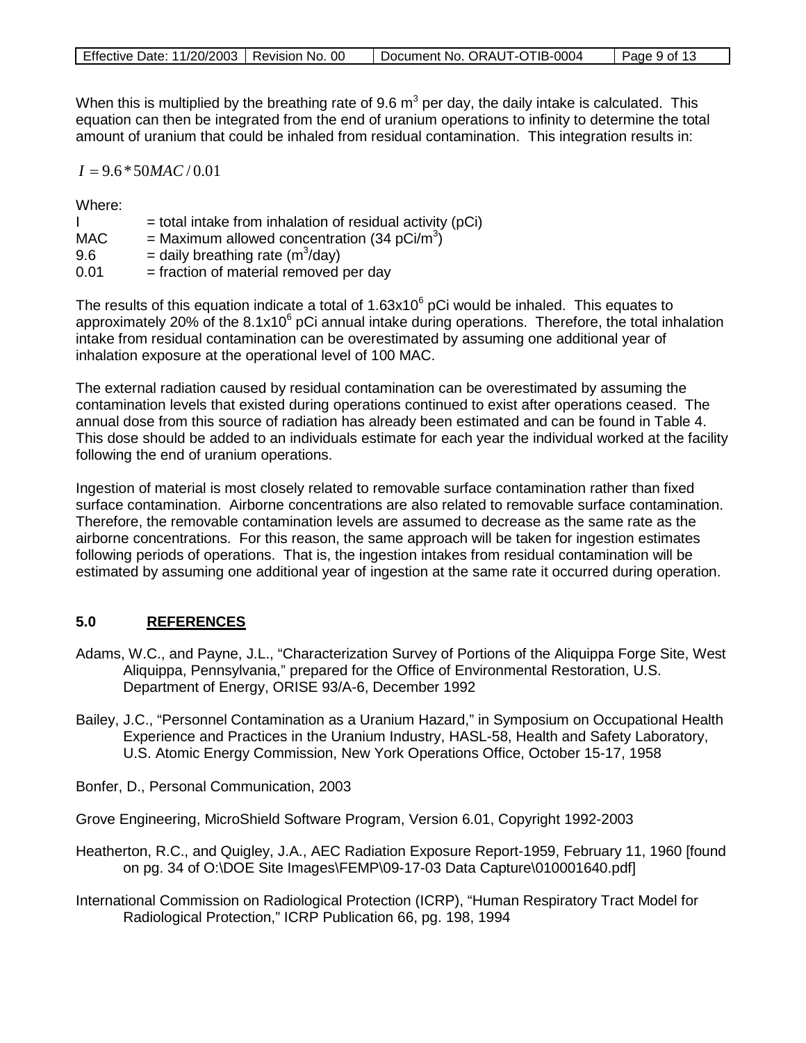When this is multiplied by the breathing rate of 9.6 $m^3$ per day, the daily intake is calculated. This equation can then be integrated from the end of uranium operations to infinity to determine the total amount of uranium that could be inhaled from residual contamination. This integration results in:

$$I = 9.6 * 50MAC / 0.01$$

Where:

I = total intake from inhalation of residual activity (pCi)
MAC = Maximum allowed concentration (34 pCi/$m^3$)
9.6 = daily breathing rate ($m^3$/day)
0.01 = fraction of material removed per day

The results of this equation indicate a total of $1.63 \times 10^6$ pCi would be inhaled. This equates to approximately 20% of the $8.1 \times 10^6$ pCi annual intake during operations. Therefore, the total inhalation intake from residual contamination can be overestimated by assuming one additional year of inhalation exposure at the operational level of 100 MAC.

The external radiation caused by residual contamination can be overestimated by assuming the contamination levels that existed during operations continued to exist after operations ceased. The annual dose from this source of radiation has already been estimated and can be found in Table 4. This dose should be added to an individuals estimate for each year the individual worked at the facility following the end of uranium operations.

Ingestion of material is most closely related to removable surface contamination rather than fixed surface contamination. Airborne concentrations are also related to removable surface contamination. Therefore, the removable contamination levels are assumed to decrease as the same rate as the airborne concentrations. For this reason, the same approach will be taken for ingestion estimates following periods of operations. That is, the ingestion intakes from residual contamination will be estimated by assuming one additional year of ingestion at the same rate it occurred during operation.

## 5.0 REFERENCES

Adams, W.C., and Payne, J.L., "Characterization Survey of Portions of the Aliquippa Forge Site, West Aliquippa, Pennsylvania," prepared for the Office of Environmental Restoration, U.S. Department of Energy, ORISE 93/A-6, December 1992

Bailey, J.C., "Personnel Contamination as a Uranium Hazard," in Symposium on Occupational Health Experience and Practices in the Uranium Industry, HASL-58, Health and Safety Laboratory, U.S. Atomic Energy Commission, New York Operations Office, October 15-17, 1958

Bonfer, D., Personal Communication, 2003

Grove Engineering, MicroShield Software Program, Version 6.01, Copyright 1992-2003

Heatherton, R.C., and Quigley, J.A., AEC Radiation Exposure Report-1959, February 11, 1960 [found on pg. 34 of O:\DOE Site Images\FEMP\09-17-03 Data Capture\010001640.pdf]

International Commission on Radiological Protection (ICRP), "Human Respiratory Tract Model for Radiological Protection," ICRP Publication 66, pg. 198, 1994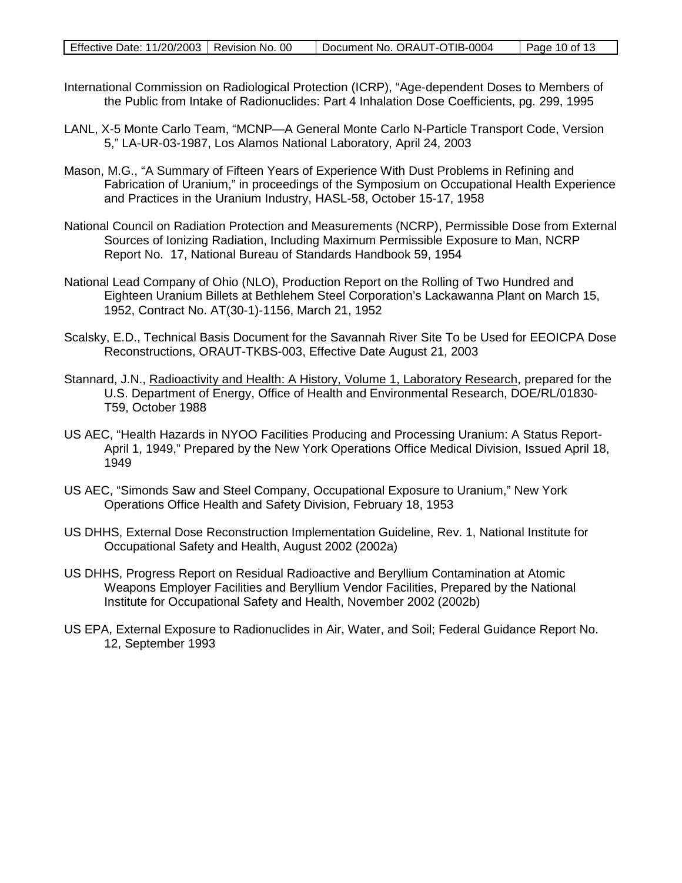International Commission on Radiological Protection (ICRP), "Age-dependent Doses to Members of the Public from Intake of Radionuclides: Part 4 Inhalation Dose Coefficients, pg. 299, 1995

LANL, X-5 Monte Carlo Team, "MCNP—A General Monte Carlo N-Particle Transport Code, Version 5," LA-UR-03-1987, Los Alamos National Laboratory, April 24, 2003

Mason, M.G., "A Summary of Fifteen Years of Experience With Dust Problems in Refining and Fabrication of Uranium," in proceedings of the Symposium on Occupational Health Experience and Practices in the Uranium Industry, HASL-58, October 15-17, 1958

National Council on Radiation Protection and Measurements (NCRP), Permissible Dose from External Sources of Ionizing Radiation, Including Maximum Permissible Exposure to Man, NCRP Report No. 17, National Bureau of Standards Handbook 59, 1954

National Lead Company of Ohio (NLO), Production Report on the Rolling of Two Hundred and Eighteen Uranium Billets at Bethlehem Steel Corporation's Lackawanna Plant on March 15, 1952, Contract No. AT(30-1)-1156, March 21, 1952

Scalsky, E.D., Technical Basis Document for the Savannah River Site To be Used for EEOICPA Dose Reconstructions, ORAUT-TKBS-003, Effective Date August 21, 2003

Stannard, J.N., Radioactivity and Health: A History, Volume 1, Laboratory Research, prepared for the U.S. Department of Energy, Office of Health and Environmental Research, DOE/RL/01830-T59, October 1988

US AEC, "Health Hazards in NYOO Facilities Producing and Processing Uranium: A Status Report-April 1, 1949," Prepared by the New York Operations Office Medical Division, Issued April 18, 1949

US AEC, "Simonds Saw and Steel Company, Occupational Exposure to Uranium," New York Operations Office Health and Safety Division, February 18, 1953

US DHHS, External Dose Reconstruction Implementation Guideline, Rev. 1, National Institute for Occupational Safety and Health, August 2002 (2002a)

US DHHS, Progress Report on Residual Radioactive and Beryllium Contamination at Atomic Weapons Employer Facilities and Beryllium Vendor Facilities, Prepared by the National Institute for Occupational Safety and Health, November 2002 (2002b)

US EPA, External Exposure to Radionuclides in Air, Water, and Soil; Federal Guidance Report No. 12, September 1993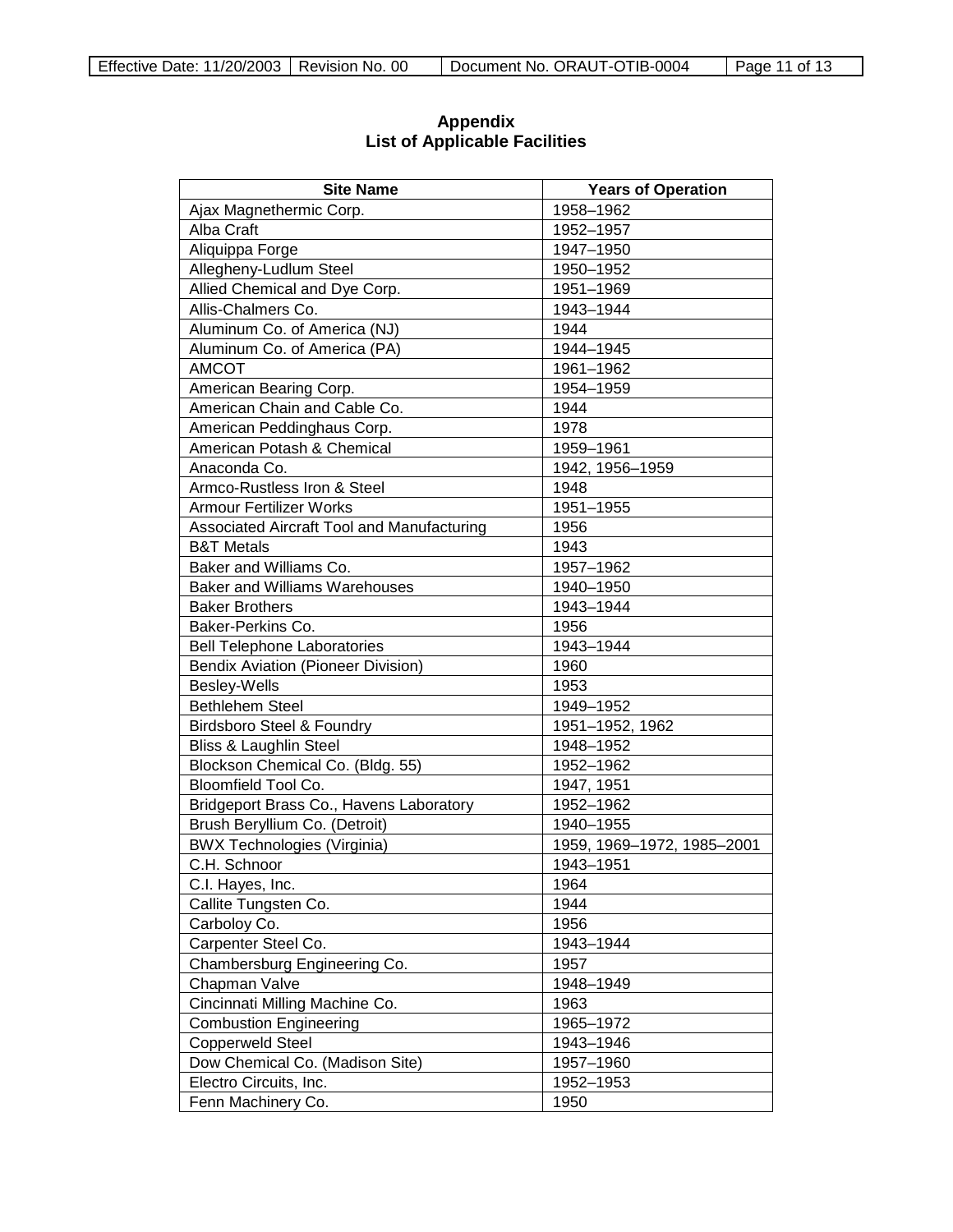# Appendix
# List of Applicable Facilities

| Site Name | Years of Operation |
|---|---|
| Ajax Magnethermic Corp. | 1958–1962 |
| Alba Craft | 1952–1957 |
| Aliquippa Forge | 1947–1950 |
| Allegheny-Ludlum Steel | 1950–1952 |
| Allied Chemical and Dye Corp. | 1951–1969 |
| Allis-Chalmers Co. | 1943–1944 |
| Aluminum Co. of America (NJ) | 1944 |
| Aluminum Co. of America (PA) | 1944–1945 |
| AMCOT | 1961–1962 |
| American Bearing Corp. | 1954–1959 |
| American Chain and Cable Co. | 1944 |
| American Peddinghaus Corp. | 1978 |
| American Potash & Chemical | 1959–1961 |
| Anaconda Co. | 1942, 1956–1959 |
| Armco-Rustless Iron & Steel | 1948 |
| Armour Fertilizer Works | 1951–1955 |
| Associated Aircraft Tool and Manufacturing | 1956 |
| B&T Metals | 1943 |
| Baker and Williams Co. | 1957–1962 |
| Baker and Williams Warehouses | 1940–1950 |
| Baker Brothers | 1943–1944 |
| Baker-Perkins Co. | 1956 |
| Bell Telephone Laboratories | 1943–1944 |
| Bendix Aviation (Pioneer Division) | 1960 |
| Besley-Wells | 1953 |
| Bethlehem Steel | 1949–1952 |
| Birdsboro Steel & Foundry | 1951–1952, 1962 |
| Bliss & Laughlin Steel | 1948–1952 |
| Blockson Chemical Co. (Bldg. 55) | 1952–1962 |
| Bloomfield Tool Co. | 1947, 1951 |
| Bridgeport Brass Co., Havens Laboratory | 1952–1962 |
| Brush Beryllium Co. (Detroit) | 1940–1955 |
| BWX Technologies (Virginia) | 1959, 1969–1972, 1985–2001 |
| C.H. Schnoor | 1943–1951 |
| C.I. Hayes, Inc. | 1964 |
| Callite Tungsten Co. | 1944 |
| Carboloy Co. | 1956 |
| Carpenter Steel Co. | 1943–1944 |
| Chambersburg Engineering Co. | 1957 |
| Chapman Valve | 1948–1949 |
| Cincinnati Milling Machine Co. | 1963 |
| Combustion Engineering | 1965–1972 |
| Copperweld Steel | 1943–1946 |
| Dow Chemical Co. (Madison Site) | 1957–1960 |
| Electro Circuits, Inc. | 1952–1953 |
| Fenn Machinery Co. | 1950 |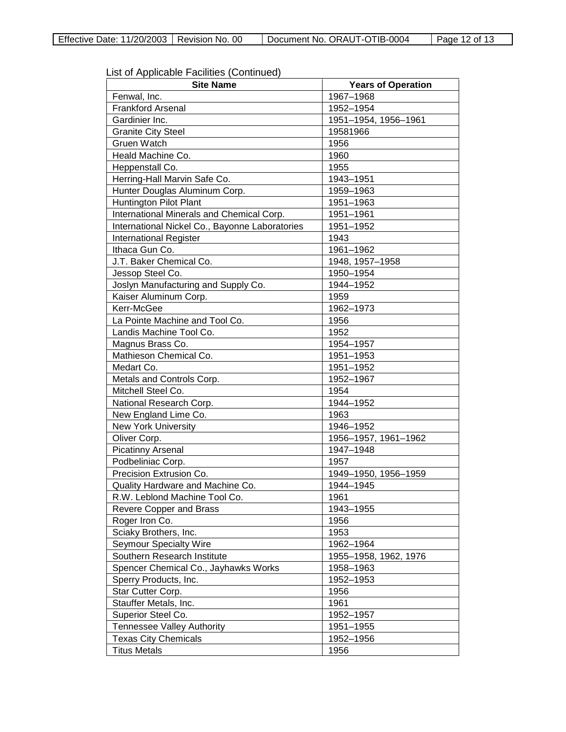List of Applicable Facilities (Continued)

| Site Name | Years of Operation |
|---|---|
| Fenwal, Inc. | 1967–1968 |
| Frankford Arsenal | 1952–1954 |
| Gardinier Inc. | 1951–1954, 1956–1961 |
| Granite City Steel | 19581966 |
| Gruen Watch | 1956 |
| Heald Machine Co. | 1960 |
| Heppenstall Co. | 1955 |
| Herring-Hall Marvin Safe Co. | 1943–1951 |
| Hunter Douglas Aluminum Corp. | 1959–1963 |
| Huntington Pilot Plant | 1951–1963 |
| International Minerals and Chemical Corp. | 1951–1961 |
| International Nickel Co., Bayonne Laboratories | 1951–1952 |
| International Register | 1943 |
| Ithaca Gun Co. | 1961–1962 |
| J.T. Baker Chemical Co. | 1948, 1957–1958 |
| Jessop Steel Co. | 1950–1954 |
| Joslyn Manufacturing and Supply Co. | 1944–1952 |
| Kaiser Aluminum Corp. | 1959 |
| Kerr-McGee | 1962–1973 |
| La Pointe Machine and Tool Co. | 1956 |
| Landis Machine Tool Co. | 1952 |
| Magnus Brass Co. | 1954–1957 |
| Mathieson Chemical Co. | 1951–1953 |
| Medart Co. | 1951–1952 |
| Metals and Controls Corp. | 1952–1967 |
| Mitchell Steel Co. | 1954 |
| National Research Corp. | 1944–1952 |
| New England Lime Co. | 1963 |
| New York University | 1946–1952 |
| Oliver Corp. | 1956–1957, 1961–1962 |
| Picatinny Arsenal | 1947–1948 |
| Podbeliniac Corp. | 1957 |
| Precision Extrusion Co. | 1949–1950, 1956–1959 |
| Quality Hardware and Machine Co. | 1944–1945 |
| R.W. Leblond Machine Tool Co. | 1961 |
| Revere Copper and Brass | 1943–1955 |
| Roger Iron Co. | 1956 |
| Sciaky Brothers, Inc. | 1953 |
| Seymour Specialty Wire | 1962–1964 |
| Southern Research Institute | 1955–1958, 1962, 1976 |
| Spencer Chemical Co., Jayhawks Works | 1958–1963 |
| Sperry Products, Inc. | 1952–1953 |
| Star Cutter Corp. | 1956 |
| Stauffer Metals, Inc. | 1961 |
| Superior Steel Co. | 1952–1957 |
| Tennessee Valley Authority | 1951–1955 |
| Texas City Chemicals | 1952–1956 |
| Titus Metals | 1956 |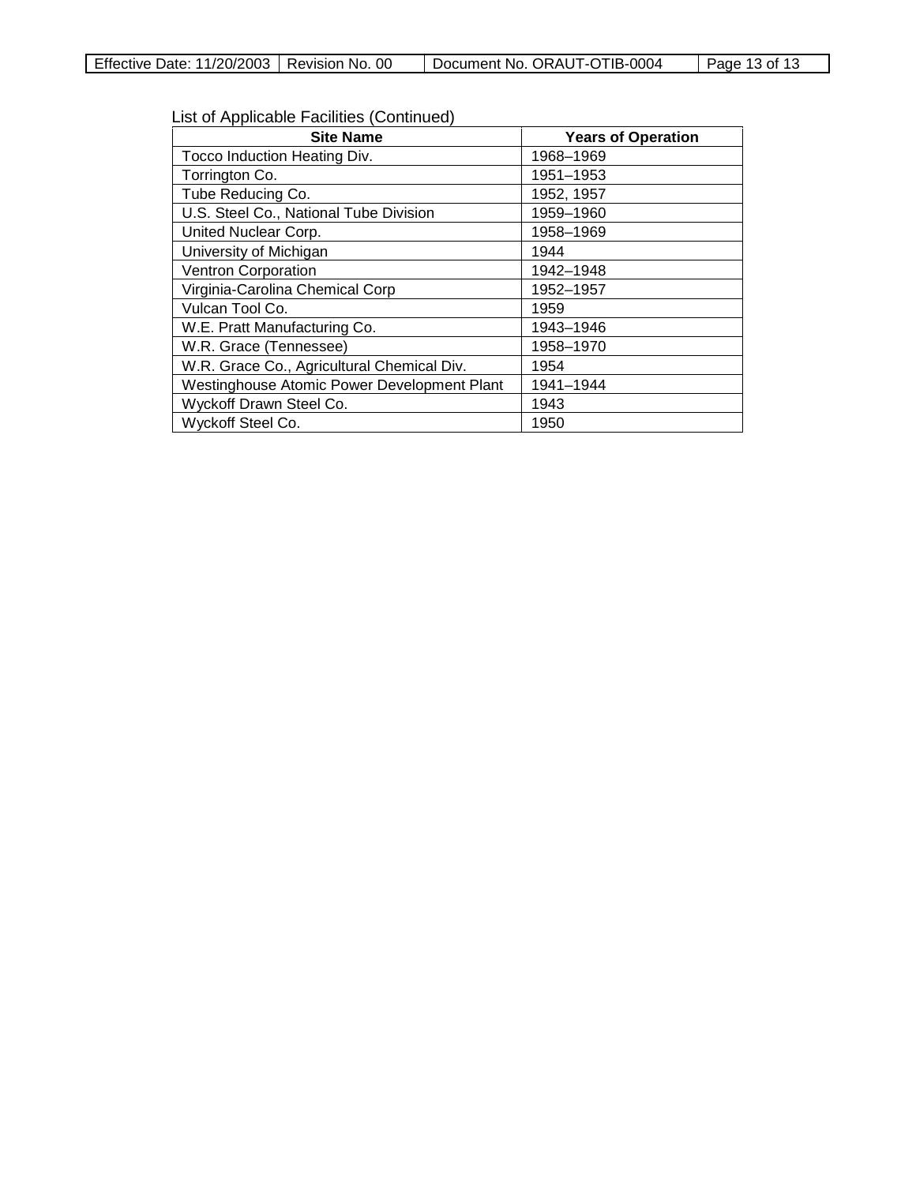List of Applicable Facilities (Continued)

| Site Name | Years of Operation |
|---|---|
| Tocco Induction Heating Div. | 1968–1969 |
| Torrington Co. | 1951–1953 |
| Tube Reducing Co. | 1952, 1957 |
| U.S. Steel Co., National Tube Division | 1959–1960 |
| United Nuclear Corp. | 1958–1969 |
| University of Michigan | 1944 |
| Ventron Corporation | 1942–1948 |
| Virginia-Carolina Chemical Corp | 1952–1957 |
| Vulcan Tool Co. | 1959 |
| W.E. Pratt Manufacturing Co. | 1943–1946 |
| W.R. Grace (Tennessee) | 1958–1970 |
| W.R. Grace Co., Agricultural Chemical Div. | 1954 |
| Westinghouse Atomic Power Development Plant | 1941–1944 |
| Wyckoff Drawn Steel Co. | 1943 |
| Wyckoff Steel Co. | 1950 |